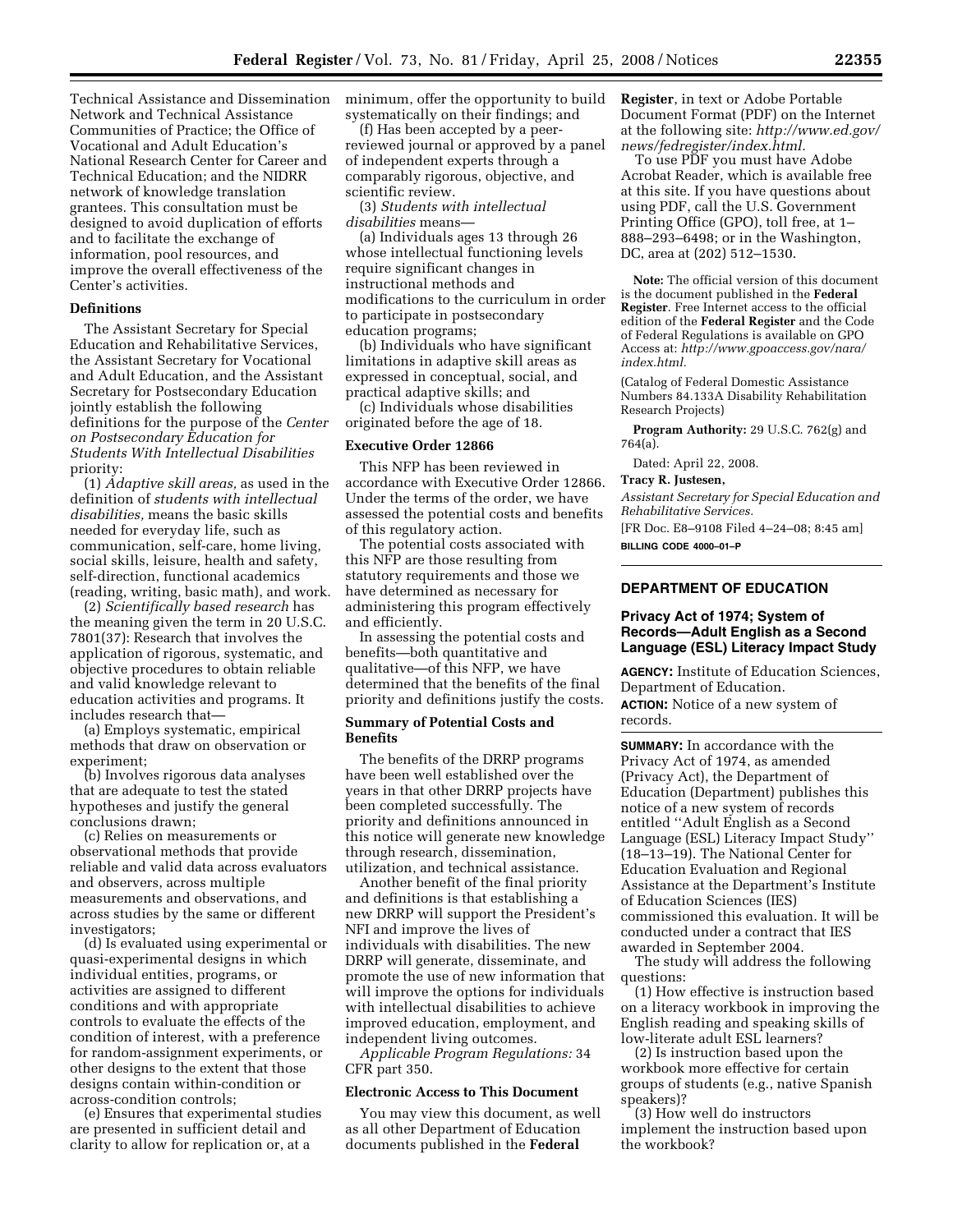Technical Assistance and Dissemination Network and Technical Assistance Communities of Practice; the Office of Vocational and Adult Education's National Research Center for Career and Technical Education; and the NIDRR network of knowledge translation grantees. This consultation must be designed to avoid duplication of efforts and to facilitate the exchange of information, pool resources, and improve the overall effectiveness of the Center's activities.

**Definitions**

The Assistant Secretary for Special Education and Rehabilitative Services, the Assistant Secretary for Vocational and Adult Education, and the Assistant Secretary for Postsecondary Education jointly establish the following definitions for the purpose of the *Center on Postsecondary Education for Students With Intellectual Disabilities* priority:

(1) *Adaptive skill areas,* as used in the definition of *students with intellectual disabilities,* means the basic skills needed for everyday life, such as communication, self-care, home living, social skills, leisure, health and safety, self-direction, functional academics (reading, writing, basic math), and work.

(2) *Scientifically based research* has the meaning given the term in 20 U.S.C. 7801(37): Research that involves the application of rigorous, systematic, and objective procedures to obtain reliable and valid knowledge relevant to education activities and programs. It includes research that—

(a) Employs systematic, empirical methods that draw on observation or experiment;

(b) Involves rigorous data analyses that are adequate to test the stated hypotheses and justify the general conclusions drawn;

(c) Relies on measurements or observational methods that provide reliable and valid data across evaluators and observers, across multiple measurements and observations, and across studies by the same or different investigators;

(d) Is evaluated using experimental or quasi-experimental designs in which individual entities, programs, or activities are assigned to different conditions and with appropriate controls to evaluate the effects of the condition of interest, with a preference for random-assignment experiments, or other designs to the extent that those designs contain within-condition or across-condition controls;

(e) Ensures that experimental studies are presented in sufficient detail and clarity to allow for replication or, at a minimum, offer the opportunity to build systematically on their findings; and

(f) Has been accepted by a peer-reviewed journal or approved by a panel of independent experts through a comparably rigorous, objective, and scientific review.

(3) *Students with intellectual disabilities* means—

(a) Individuals ages 13 through 26 whose intellectual functioning levels require significant changes in instructional methods and modifications to the curriculum in order to participate in postsecondary education programs;

(b) Individuals who have significant limitations in adaptive skill areas as expressed in conceptual, social, and practical adaptive skills; and

(c) Individuals whose disabilities originated before the age of 18.

**Executive Order 12866**

This NFP has been reviewed in accordance with Executive Order 12866. Under the terms of the order, we have assessed the potential costs and benefits of this regulatory action.

The potential costs associated with this NFP are those resulting from statutory requirements and those we have determined as necessary for administering this program effectively and efficiently.

In assessing the potential costs and benefits—both quantitative and qualitative—of this NFP, we have determined that the benefits of the final priority and definitions justify the costs.

**Summary of Potential Costs and Benefits**

The benefits of the DRRP programs have been well established over the years in that other DRRP projects have been completed successfully. The priority and definitions announced in this notice will generate new knowledge through research, dissemination, utilization, and technical assistance.

Another benefit of the final priority and definitions is that establishing a new DRRP will support the President's NFI and improve the lives of individuals with disabilities. The new DRRP will generate, disseminate, and promote the use of new information that will improve the options for individuals with intellectual disabilities to achieve improved education, employment, and independent living outcomes.

*Applicable Program Regulations:* 34 CFR part 350.

**Electronic Access to This Document**

You may view this document, as well as all other Department of Education documents published in the **Federal Register**, in text or Adobe Portable Document Format (PDF) on the Internet at the following site: *http://www.ed.gov/news/fedregister/index.html.*

To use PDF you must have Adobe Acrobat Reader, which is available free at this site. If you have questions about using PDF, call the U.S. Government Printing Office (GPO), toll free, at 1–888–293–6498; or in the Washington, DC, area at (202) 512–1530.

**Note:** The official version of this document is the document published in the **Federal Register**. Free Internet access to the official edition of the **Federal Register** and the Code of Federal Regulations is available on GPO Access at: *http://www.gpoaccess.gov/nara/index.html.*

(Catalog of Federal Domestic Assistance Numbers 84.133A Disability Rehabilitation Research Projects)

**Program Authority:** 29 U.S.C. 762(g) and 764(a).

Dated: April 22, 2008.

**Tracy R. Justesen,**

*Assistant Secretary for Special Education and Rehabilitative Services.*

[FR Doc. E8–9108 Filed 4–24–08; 8:45 am]

**BILLING CODE 4000–01–P**

## DEPARTMENT OF EDUCATION

### Privacy Act of 1974; System of Records—Adult English as a Second Language (ESL) Literacy Impact Study

**AGENCY:** Institute of Education Sciences, Department of Education.

**ACTION:** Notice of a new system of records.

**SUMMARY:** In accordance with the Privacy Act of 1974, as amended (Privacy Act), the Department of Education (Department) publishes this notice of a new system of records entitled ''Adult English as a Second Language (ESL) Literacy Impact Study'' (18–13–19). The National Center for Education Evaluation and Regional Assistance at the Department's Institute of Education Sciences (IES) commissioned this evaluation. It will be conducted under a contract that IES awarded in September 2004.

The study will address the following questions:

(1) How effective is instruction based on a literacy workbook in improving the English reading and speaking skills of low-literate adult ESL learners?

(2) Is instruction based upon the workbook more effective for certain groups of students (e.g., native Spanish speakers)?

(3) How well do instructors implement the instruction based upon the workbook?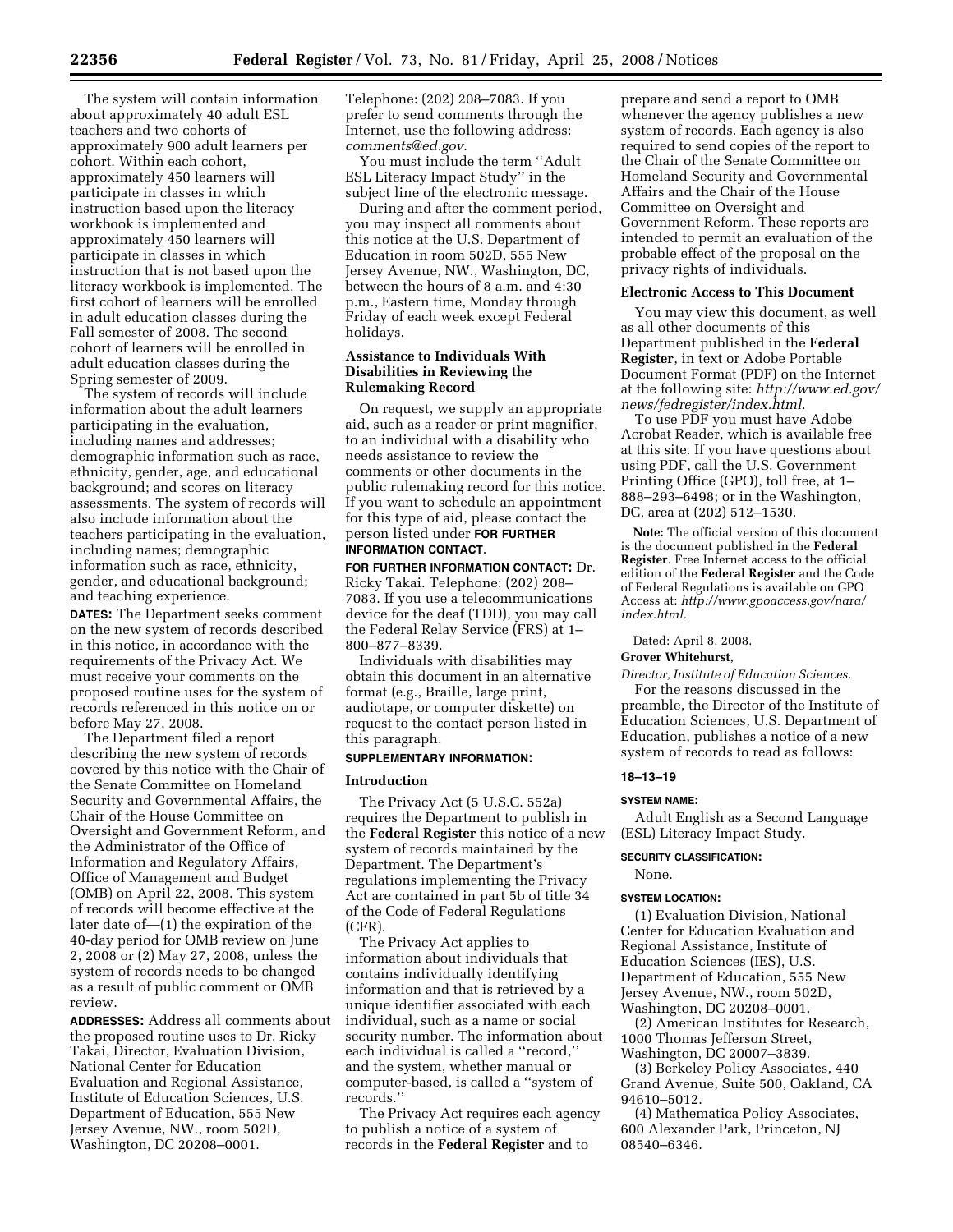The system will contain information about approximately 40 adult ESL teachers and two cohorts of approximately 900 adult learners per cohort. Within each cohort, approximately 450 learners will participate in classes in which instruction based upon the literacy workbook is implemented and approximately 450 learners will participate in classes in which instruction that is not based upon the literacy workbook is implemented. The first cohort of learners will be enrolled in adult education classes during the Fall semester of 2008. The second cohort of learners will be enrolled in adult education classes during the Spring semester of 2009.

The system of records will include information about the adult learners participating in the evaluation, including names and addresses; demographic information such as race, ethnicity, gender, age, and educational background; and scores on literacy assessments. The system of records will also include information about the teachers participating in the evaluation, including names; demographic information such as race, ethnicity, gender, and educational background; and teaching experience.

**DATES:** The Department seeks comment on the new system of records described in this notice, in accordance with the requirements of the Privacy Act. We must receive your comments on the proposed routine uses for the system of records referenced in this notice on or before May 27, 2008.

The Department filed a report describing the new system of records covered by this notice with the Chair of the Senate Committee on Homeland Security and Governmental Affairs, the Chair of the House Committee on Oversight and Government Reform, and the Administrator of the Office of Information and Regulatory Affairs, Office of Management and Budget (OMB) on April 22, 2008. This system of records will become effective at the later date of—(1) the expiration of the 40-day period for OMB review on June 2, 2008 or (2) May 27, 2008, unless the system of records needs to be changed as a result of public comment or OMB review.

**ADDRESSES:** Address all comments about the proposed routine uses to Dr. Ricky Takai, Director, Evaluation Division, National Center for Education Evaluation and Regional Assistance, Institute of Education Sciences, U.S. Department of Education, 555 New Jersey Avenue, NW., room 502D, Washington, DC 20208–0001. Telephone: (202) 208–7083. If you prefer to send comments through the Internet, use the following address: *comments@ed.gov*.

You must include the term ''Adult ESL Literacy Impact Study'' in the subject line of the electronic message.

During and after the comment period, you may inspect all comments about this notice at the U.S. Department of Education in room 502D, 555 New Jersey Avenue, NW., Washington, DC, between the hours of 8 a.m. and 4:30 p.m., Eastern time, Monday through Friday of each week except Federal holidays.

### Assistance to Individuals With Disabilities in Reviewing the Rulemaking Record

On request, we supply an appropriate aid, such as a reader or print magnifier, to an individual with a disability who needs assistance to review the comments or other documents in the public rulemaking record for this notice. If you want to schedule an appointment for this type of aid, please contact the person listed under **FOR FURTHER INFORMATION CONTACT**.

**FOR FURTHER INFORMATION CONTACT:** Dr. Ricky Takai. Telephone: (202) 208–7083. If you use a telecommunications device for the deaf (TDD), you may call the Federal Relay Service (FRS) at 1–800–877–8339.

Individuals with disabilities may obtain this document in an alternative format (e.g., Braille, large print, audiotape, or computer diskette) on request to the contact person listed in this paragraph.

**SUPPLEMENTARY INFORMATION:**

### Introduction

The Privacy Act (5 U.S.C. 552a) requires the Department to publish in the **Federal Register** this notice of a new system of records maintained by the Department. The Department's regulations implementing the Privacy Act are contained in part 5b of title 34 of the Code of Federal Regulations (CFR).

The Privacy Act applies to information about individuals that contains individually identifying information and that is retrieved by a unique identifier associated with each individual, such as a name or social security number. The information about each individual is called a ''record,'' and the system, whether manual or computer-based, is called a ''system of records.''

The Privacy Act requires each agency to publish a notice of a system of records in the **Federal Register** and to prepare and send a report to OMB whenever the agency publishes a new system of records. Each agency is also required to send copies of the report to the Chair of the Senate Committee on Homeland Security and Governmental Affairs and the Chair of the House Committee on Oversight and Government Reform. These reports are intended to permit an evaluation of the probable effect of the proposal on the privacy rights of individuals.

### Electronic Access to This Document

You may view this document, as well as all other documents of this Department published in the **Federal Register**, in text or Adobe Portable Document Format (PDF) on the Internet at the following site: *http://www.ed.gov/news/fedregister/index.html*.

To use PDF you must have Adobe Acrobat Reader, which is available free at this site. If you have questions about using PDF, call the U.S. Government Printing Office (GPO), toll free, at 1–888–293–6498; or in the Washington, DC, area at (202) 512–1530.

**Note:** The official version of this document is the document published in the **Federal Register**. Free Internet access to the official edition of the **Federal Register** and the Code of Federal Regulations is available on GPO Access at: *http://www.gpoaccess.gov/nara/index.html*.

Dated: April 8, 2008.

**Grover Whitehurst,**

*Director, Institute of Education Sciences.*

For the reasons discussed in the preamble, the Director of the Institute of Education Sciences, U.S. Department of Education, publishes a notice of a new system of records to read as follows:

**18–13–19**

**SYSTEM NAME:**

Adult English as a Second Language (ESL) Literacy Impact Study.

**SECURITY CLASSIFICATION:**

None.

**SYSTEM LOCATION:**

(1) Evaluation Division, National Center for Education Evaluation and Regional Assistance, Institute of Education Sciences (IES), U.S. Department of Education, 555 New Jersey Avenue, NW., room 502D, Washington, DC 20208–0001.

(2) American Institutes for Research, 1000 Thomas Jefferson Street, Washington, DC 20007–3839.

(3) Berkeley Policy Associates, 440 Grand Avenue, Suite 500, Oakland, CA 94610–5012.

(4) Mathematica Policy Associates, 600 Alexander Park, Princeton, NJ 08540–6346.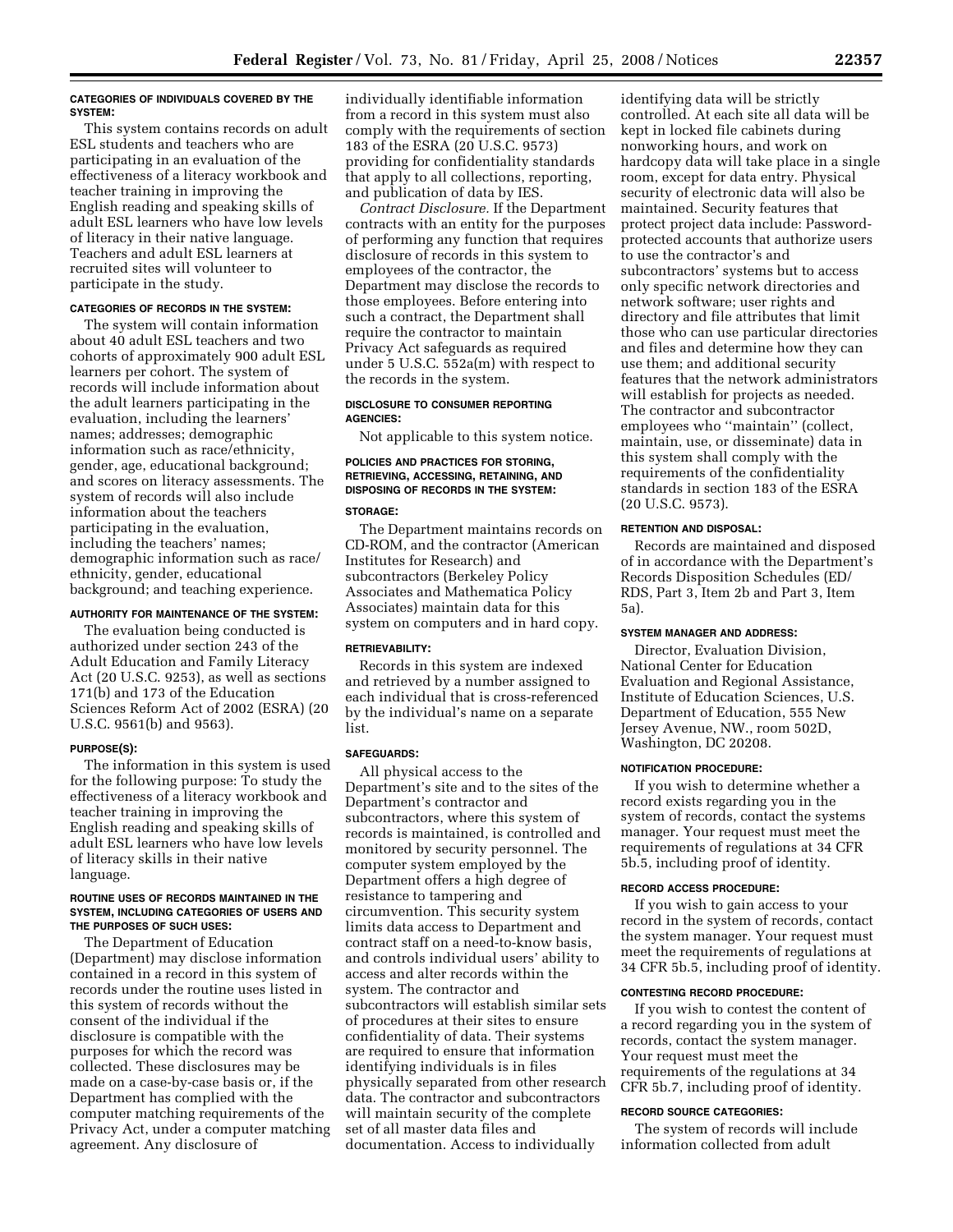#### CATEGORIES OF INDIVIDUALS COVERED BY THE SYSTEM:

This system contains records on adult ESL students and teachers who are participating in an evaluation of the effectiveness of a literacy workbook and teacher training in improving the English reading and speaking skills of adult ESL learners who have low levels of literacy in their native language. Teachers and adult ESL learners at recruited sites will volunteer to participate in the study.

#### CATEGORIES OF RECORDS IN THE SYSTEM:

The system will contain information about 40 adult ESL teachers and two cohorts of approximately 900 adult ESL learners per cohort. The system of records will include information about the adult learners participating in the evaluation, including the learners' names; addresses; demographic information such as race/ethnicity, gender, age, educational background; and scores on literacy assessments. The system of records will also include information about the teachers participating in the evaluation, including the teachers' names; demographic information such as race/ethnicity, gender, educational background; and teaching experience.

#### AUTHORITY FOR MAINTENANCE OF THE SYSTEM:

The evaluation being conducted is authorized under section 243 of the Adult Education and Family Literacy Act (20 U.S.C. 9253), as well as sections 171(b) and 173 of the Education Sciences Reform Act of 2002 (ESRA) (20 U.S.C. 9561(b) and 9563).

#### PURPOSE(S):

The information in this system is used for the following purpose: To study the effectiveness of a literacy workbook and teacher training in improving the English reading and speaking skills of adult ESL learners who have low levels of literacy skills in their native language.

#### ROUTINE USES OF RECORDS MAINTAINED IN THE SYSTEM, INCLUDING CATEGORIES OF USERS AND THE PURPOSES OF SUCH USES:

The Department of Education (Department) may disclose information contained in a record in this system of records under the routine uses listed in this system of records without the consent of the individual if the disclosure is compatible with the purposes for which the record was collected. These disclosures may be made on a case-by-case basis or, if the Department has complied with the computer matching requirements of the Privacy Act, under a computer matching agreement. Any disclosure of individually identifiable information from a record in this system must also comply with the requirements of section 183 of the ESRA (20 U.S.C. 9573) providing for confidentiality standards that apply to all collections, reporting, and publication of data by IES.

*Contract Disclosure.* If the Department contracts with an entity for the purposes of performing any function that requires disclosure of records in this system to employees of the contractor, the Department may disclose the records to those employees. Before entering into such a contract, the Department shall require the contractor to maintain Privacy Act safeguards as required under 5 U.S.C. 552a(m) with respect to the records in the system.

#### DISCLOSURE TO CONSUMER REPORTING AGENCIES:

Not applicable to this system notice.

#### POLICIES AND PRACTICES FOR STORING, RETRIEVING, ACCESSING, RETAINING, AND DISPOSING OF RECORDS IN THE SYSTEM:

#### STORAGE:

The Department maintains records on CD-ROM, and the contractor (American Institutes for Research) and subcontractors (Berkeley Policy Associates and Mathematica Policy Associates) maintain data for this system on computers and in hard copy.

#### RETRIEVABILITY:

Records in this system are indexed and retrieved by a number assigned to each individual that is cross-referenced by the individual's name on a separate list.

#### SAFEGUARDS:

All physical access to the Department's site and to the sites of the Department's contractor and subcontractors, where this system of records is maintained, is controlled and monitored by security personnel. The computer system employed by the Department offers a high degree of resistance to tampering and circumvention. This security system limits data access to Department and contract staff on a need-to-know basis, and controls individual users' ability to access and alter records within the system. The contractor and subcontractors will establish similar sets of procedures at their sites to ensure confidentiality of data. Their systems are required to ensure that information identifying individuals is in files physically separated from other research data. The contractor and subcontractors will maintain security of the complete set of all master data files and documentation. Access to individually identifying data will be strictly controlled. At each site all data will be kept in locked file cabinets during nonworking hours, and work on hardcopy data will take place in a single room, except for data entry. Physical security of electronic data will also be maintained. Security features that protect project data include: Password-protected accounts that authorize users to use the contractor's and subcontractors' systems but to access only specific network directories and network software; user rights and directory and file attributes that limit those who can use particular directories and files and determine how they can use them; and additional security features that the network administrators will establish for projects as needed. The contractor and subcontractor employees who "maintain" (collect, maintain, use, or disseminate) data in this system shall comply with the requirements of the confidentiality standards in section 183 of the ESRA (20 U.S.C. 9573).

#### RETENTION AND DISPOSAL:

Records are maintained and disposed of in accordance with the Department's Records Disposition Schedules (ED/RDS, Part 3, Item 2b and Part 3, Item 5a).

#### SYSTEM MANAGER AND ADDRESS:

Director, Evaluation Division, National Center for Education Evaluation and Regional Assistance, Institute of Education Sciences, U.S. Department of Education, 555 New Jersey Avenue, NW., room 502D, Washington, DC 20208.

#### NOTIFICATION PROCEDURE:

If you wish to determine whether a record exists regarding you in the system of records, contact the systems manager. Your request must meet the requirements of regulations at 34 CFR 5b.5, including proof of identity.

#### RECORD ACCESS PROCEDURE:

If you wish to gain access to your record in the system of records, contact the system manager. Your request must meet the requirements of regulations at 34 CFR 5b.5, including proof of identity.

#### CONTESTING RECORD PROCEDURE:

If you wish to contest the content of a record regarding you in the system of records, contact the system manager. Your request must meet the requirements of the regulations at 34 CFR 5b.7, including proof of identity.

#### RECORD SOURCE CATEGORIES:

The system of records will include information collected from adult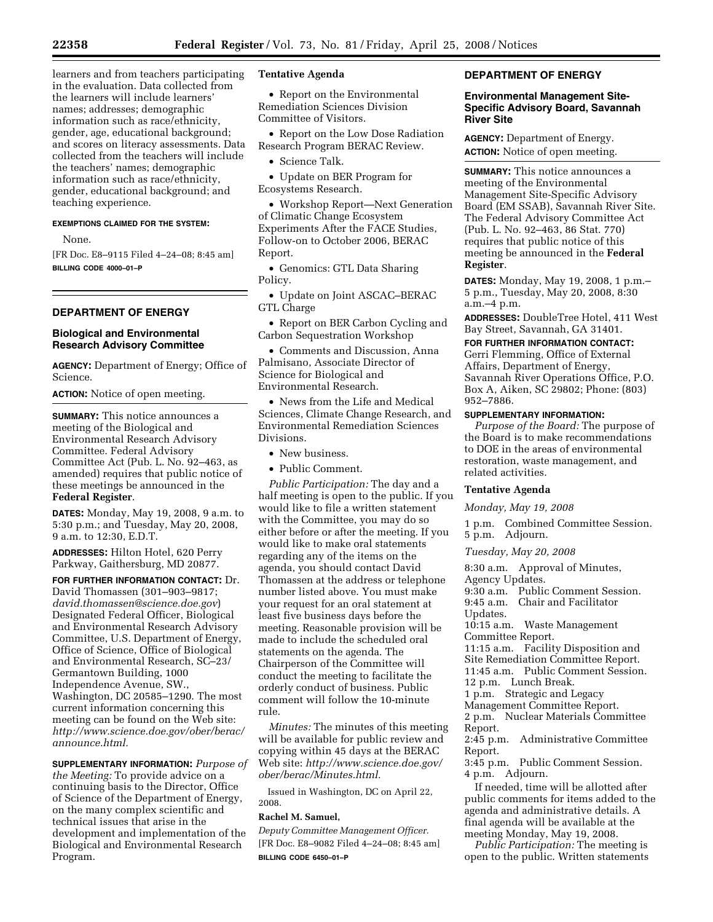learners and from teachers participating in the evaluation. Data collected from the learners will include learners' names; addresses; demographic information such as race/ethnicity, gender, age, educational background; and scores on literacy assessments. Data collected from the teachers will include the teachers' names; demographic information such as race/ethnicity, gender, educational background; and teaching experience.

**EXEMPTIONS CLAIMED FOR THE SYSTEM:**

None.

[FR Doc. E8–9115 Filed 4–24–08; 8:45 am]

**BILLING CODE 4000–01–P**

## DEPARTMENT OF ENERGY

### Biological and Environmental Research Advisory Committee

**AGENCY:** Department of Energy; Office of Science.

**ACTION:** Notice of open meeting.

**SUMMARY:** This notice announces a meeting of the Biological and Environmental Research Advisory Committee. Federal Advisory Committee Act (Pub. L. No. 92–463, as amended) requires that public notice of these meetings be announced in the **Federal Register**.

**DATES:** Monday, May 19, 2008, 9 a.m. to 5:30 p.m.; and Tuesday, May 20, 2008, 9 a.m. to 12:30, E.D.T.

**ADDRESSES:** Hilton Hotel, 620 Perry Parkway, Gaithersburg, MD 20877.

**FOR FURTHER INFORMATION CONTACT:** Dr. David Thomassen (301–903–9817; *david.thomassen@science.doe.gov*) Designated Federal Officer, Biological and Environmental Research Advisory Committee, U.S. Department of Energy, Office of Science, Office of Biological and Environmental Research, SC–23/Germantown Building, 1000 Independence Avenue, SW., Washington, DC 20585–1290. The most current information concerning this meeting can be found on the Web site: *http://www.science.doe.gov/ober/berac/announce.html.*

**SUPPLEMENTARY INFORMATION:** *Purpose of the Meeting:* To provide advice on a continuing basis to the Director, Office of Science of the Department of Energy, on the many complex scientific and technical issues that arise in the development and implementation of the Biological and Environmental Research Program.

**Tentative Agenda**

- Report on the Environmental Remediation Sciences Division Committee of Visitors.
- Report on the Low Dose Radiation Research Program BERAC Review.
- Science Talk.
- Update on BER Program for Ecosystems Research.
- Workshop Report—Next Generation of Climatic Change Ecosystem Experiments After the FACE Studies, Follow-on to October 2006, BERAC Report.
- Genomics: GTL Data Sharing Policy.
- Update on Joint ASCAC–BERAC GTL Charge
- Report on BER Carbon Cycling and Carbon Sequestration Workshop
- Comments and Discussion, Anna Palmisano, Associate Director of Science for Biological and Environmental Research.
- News from the Life and Medical Sciences, Climate Change Research, and Environmental Remediation Sciences Divisions.
- New business.
- Public Comment.

*Public Participation:* The day and a half meeting is open to the public. If you would like to file a written statement with the Committee, you may do so either before or after the meeting. If you would like to make oral statements regarding any of the items on the agenda, you should contact David Thomassen at the address or telephone number listed above. You must make your request for an oral statement at least five business days before the meeting. Reasonable provision will be made to include the scheduled oral statements on the agenda. The Chairperson of the Committee will conduct the meeting to facilitate the orderly conduct of business. Public comment will follow the 10-minute rule.

*Minutes:* The minutes of this meeting will be available for public review and copying within 45 days at the BERAC Web site: *http://www.science.doe.gov/ober/berac/Minutes.html.*

Issued in Washington, DC on April 22, 2008.

**Rachel M. Samuel,**

*Deputy Committee Management Officer.*

[FR Doc. E8–9082 Filed 4–24–08; 8:45 am]

**BILLING CODE 6450–01–P**

## DEPARTMENT OF ENERGY

### Environmental Management Site-Specific Advisory Board, Savannah River Site

**AGENCY:** Department of Energy.

**ACTION:** Notice of open meeting.

**SUMMARY:** This notice announces a meeting of the Environmental Management Site-Specific Advisory Board (EM SSAB), Savannah River Site. The Federal Advisory Committee Act (Pub. L. No. 92–463, 86 Stat. 770) requires that public notice of this meeting be announced in the **Federal Register**.

**DATES:** Monday, May 19, 2008, 1 p.m.–5 p.m., Tuesday, May 20, 2008, 8:30 a.m.–4 p.m.

**ADDRESSES:** DoubleTree Hotel, 411 West Bay Street, Savannah, GA 31401.

**FOR FURTHER INFORMATION CONTACT:** Gerri Flemming, Office of External Affairs, Department of Energy, Savannah River Operations Office, P.O. Box A, Aiken, SC 29802; Phone: (803) 952–7886.

**SUPPLEMENTARY INFORMATION:**

*Purpose of the Board:* The purpose of the Board is to make recommendations to DOE in the areas of environmental restoration, waste management, and related activities.

**Tentative Agenda**

*Monday, May 19, 2008*

1 p.m. Combined Committee Session.
5 p.m. Adjourn.

*Tuesday, May 20, 2008*

8:30 a.m. Approval of Minutes, Agency Updates.
9:30 a.m. Public Comment Session.
9:45 a.m. Chair and Facilitator Updates.
10:15 a.m. Waste Management Committee Report.
11:15 a.m. Facility Disposition and Site Remediation Committee Report.
11:45 a.m. Public Comment Session.
12 p.m. Lunch Break.
1 p.m. Strategic and Legacy Management Committee Report.
2 p.m. Nuclear Materials Committee Report.
2:45 p.m. Administrative Committee Report.
3:45 p.m. Public Comment Session.
4 p.m. Adjourn.

If needed, time will be allotted after public comments for items added to the agenda and administrative details. A final agenda will be available at the meeting Monday, May 19, 2008.

*Public Participation:* The meeting is open to the public. Written statements